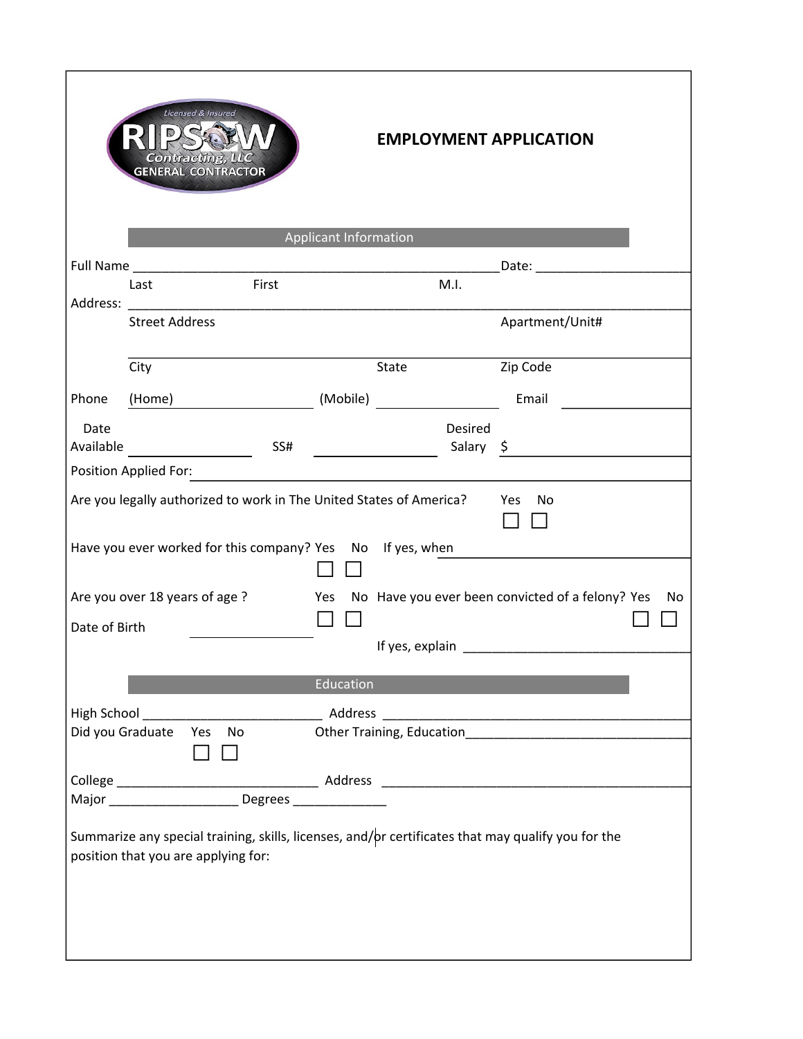Licensed & Insured
RIPSAW Contracting, LLC
GENERAL CONTRACTOR

# EMPLOYMENT APPLICATION

## Applicant Information

Full Name ____________________________________________________Date: ______________________

Last First M.I.

Address: ________________________________________________________________________________

Street Address Apartment/Unit#

________________________________________________________________________________

City State Zip Code

Phone (Home) ____________________ (Mobile) ________________ Email ________________

Date Available ________________ SS# ________________ Desired Salary $ ________________

Position Applied For: ________________________________________________________________

Are you legally authorized to work in The United States of America? Yes ☐ No ☐

Have you ever worked for this company? Yes ☐ No ☐ If yes, when ________________________

Are you over 18 years of age ? Yes ☐ No ☐

Date of Birth ________________

Have you ever been convicted of a felony? Yes ☐ No ☐

If yes, explain ________________________________

## Education

High School _________________________ Address ___________________________________________

Did you Graduate Yes ☐ No ☐

Other Training, Education_______________________________

College ____________________________ Address ___________________________________________

Major __________________ Degrees _____________

Summarize any special training, skills, licenses, and/or certificates that may qualify you for the position that you are applying for: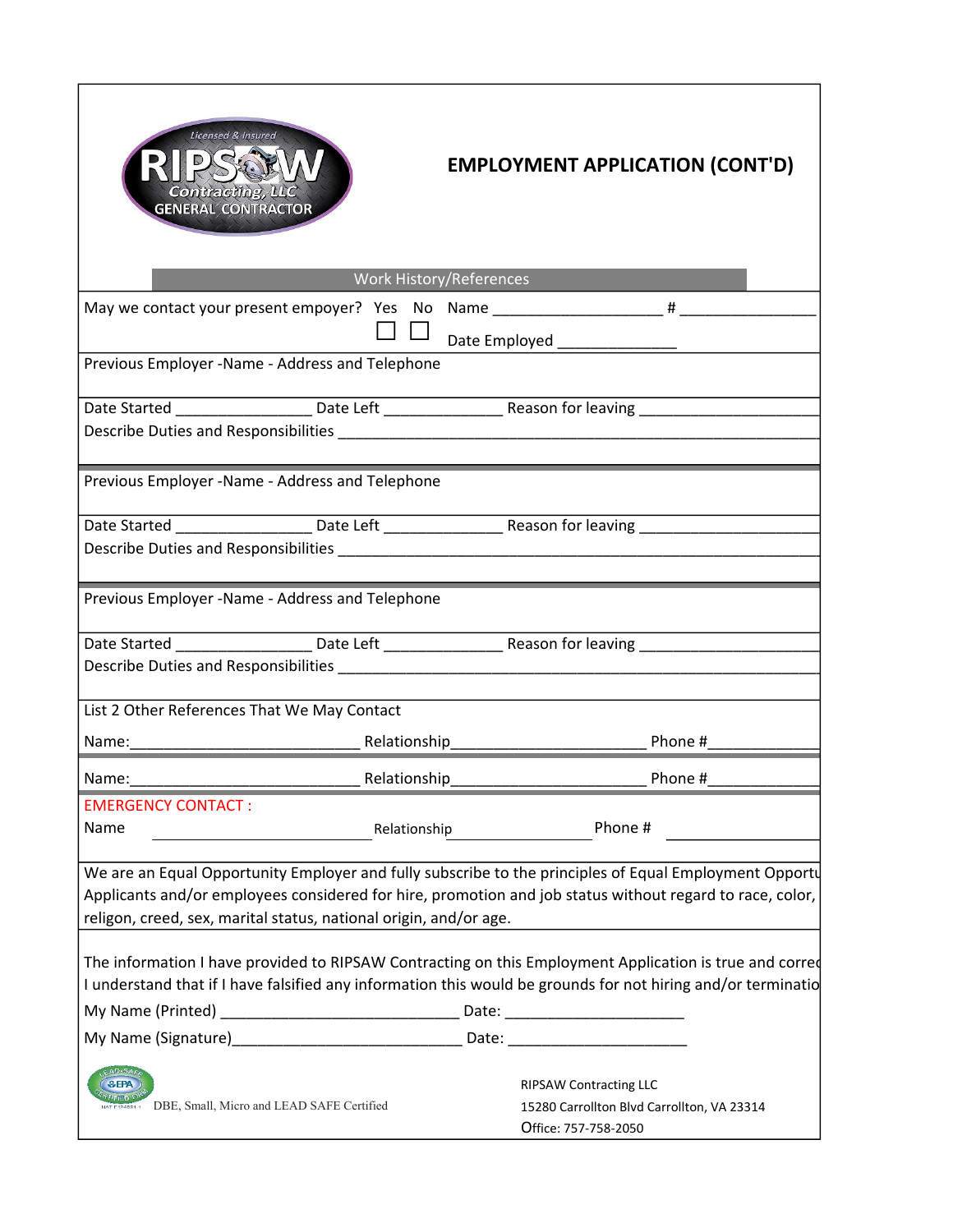Licensed & Insured
RIPSAW Contracting, LLC
GENERAL CONTRACTOR

# EMPLOYMENT APPLICATION (CONT'D)

## Work History/References

May we contact your present empoyer? Yes ☐ No ☐ Name ___________________ # _______________

Date Employed _____________

Previous Employer -Name - Address and Telephone

Date Started _______________ Date Left _____________ Reason for leaving ____________________

Describe Duties and Responsibilities ________________________________________________________

Previous Employer -Name - Address and Telephone

Date Started _______________ Date Left _____________ Reason for leaving ____________________

Describe Duties and Responsibilities ________________________________________________________

Previous Employer -Name - Address and Telephone

Date Started _______________ Date Left _____________ Reason for leaving ____________________

Describe Duties and Responsibilities ________________________________________________________

List 2 Other References That We May Contact

Name:__________________________ Relationship______________________ Phone #____________

Name:__________________________ Relationship______________________ Phone #____________

**EMERGENCY CONTACT :**

Name ________________________ Relationship ________________ Phone # ______________

We are an Equal Opportunity Employer and fully subscribe to the principles of Equal Employment Opportu
Applicants and/or employees considered for hire, promotion and job status without regard to race, color, religon, creed, sex, marital status, national origin, and/or age.

The information I have provided to RIPSAW Contracting on this Employment Application is true and correc
I understand that if I have falsified any information this would be grounds for not hiring and/or terminatio

My Name (Printed) ___________________________ Date: ____________________

My Name (Signature)__________________________ Date: ____________________

DBE, Small, Micro and LEAD SAFE Certified

RIPSAW Contracting LLC
15280 Carrollton Blvd Carrollton, VA 23314
Office: 757-758-2050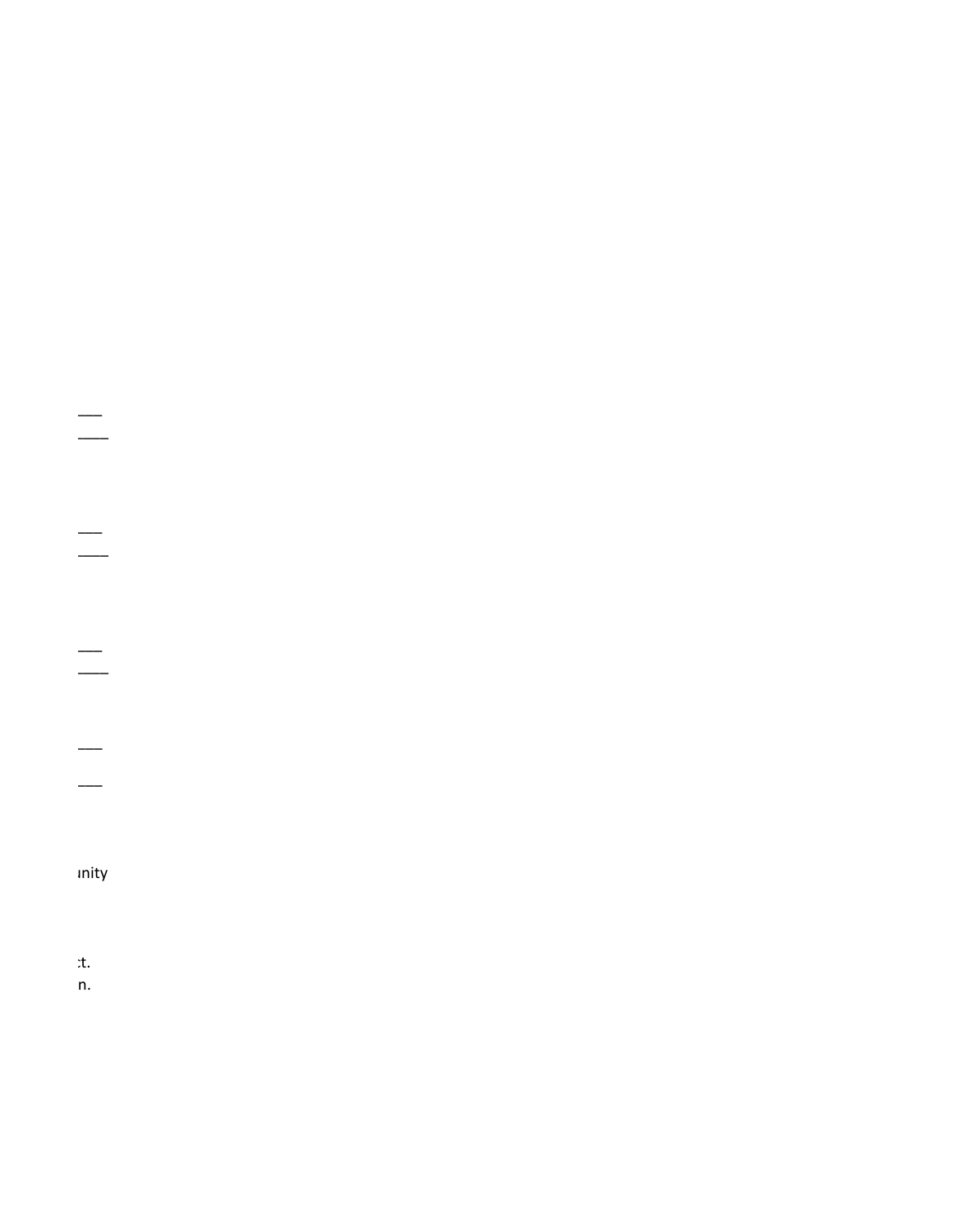___
____

___
____

___
____

___

___

ınity

:t.
n.